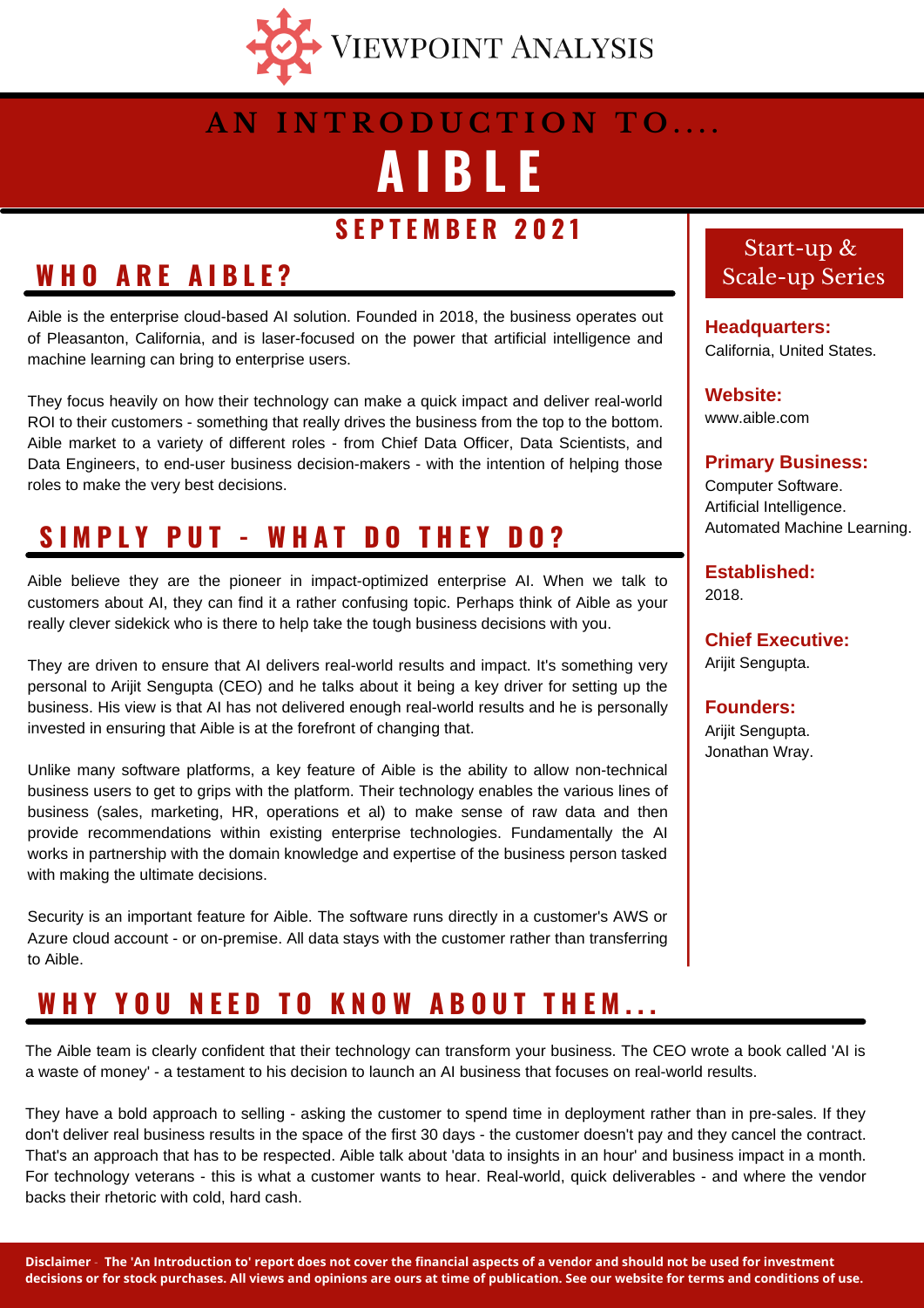Viewpoint Analysis

# AN INTRODUCTION TO....
# AIBLE

## SEPTEMBER 2021

## WHO ARE AIBLE?

Aible is the enterprise cloud-based AI solution. Founded in 2018, the business operates out of Pleasanton, California, and is laser-focused on the power that artificial intelligence and machine learning can bring to enterprise users.

They focus heavily on how their technology can make a quick impact and deliver real-world ROI to their customers - something that really drives the business from the top to the bottom. Aible market to a variety of different roles - from Chief Data Officer, Data Scientists, and Data Engineers, to end-user business decision-makers - with the intention of helping those roles to make the very best decisions.

## SIMPLY PUT - WHAT DO THEY DO?

Aible believe they are the pioneer in impact-optimized enterprise AI. When we talk to customers about AI, they can find it a rather confusing topic. Perhaps think of Aible as your really clever sidekick who is there to help take the tough business decisions with you.

They are driven to ensure that AI delivers real-world results and impact. It's something very personal to Arijit Sengupta (CEO) and he talks about it being a key driver for setting up the business. His view is that AI has not delivered enough real-world results and he is personally invested in ensuring that Aible is at the forefront of changing that.

Unlike many software platforms, a key feature of Aible is the ability to allow non-technical business users to get to grips with the platform. Their technology enables the various lines of business (sales, marketing, HR, operations et al) to make sense of raw data and then provide recommendations within existing enterprise technologies. Fundamentally the AI works in partnership with the domain knowledge and expertise of the business person tasked with making the ultimate decisions.

Security is an important feature for Aible. The software runs directly in a customer's AWS or Azure cloud account - or on-premise. All data stays with the customer rather than transferring to Aible.

### Start-up & Scale-up Series

**Headquarters:**
California, United States.

**Website:**
www.aible.com

**Primary Business:**
Computer Software.
Artificial Intelligence.
Automated Machine Learning.

**Established:**
2018.

**Chief Executive:**
Arijit Sengupta.

**Founders:**
Arijit Sengupta.
Jonathan Wray.

## WHY YOU NEED TO KNOW ABOUT THEM...

The Aible team is clearly confident that their technology can transform your business. The CEO wrote a book called 'AI is a waste of money' - a testament to his decision to launch an AI business that focuses on real-world results.

They have a bold approach to selling - asking the customer to spend time in deployment rather than in pre-sales. If they don't deliver real business results in the space of the first 30 days - the customer doesn't pay and they cancel the contract. That's an approach that has to be respected. Aible talk about 'data to insights in an hour' and business impact in a month. For technology veterans - this is what a customer wants to hear. Real-world, quick deliverables - and where the vendor backs their rhetoric with cold, hard cash.

**Disclaimer** - **The 'An Introduction to' report does not cover the financial aspects of a vendor and should not be used for investment decisions or for stock purchases. All views and opinions are ours at time of publication. See our website for terms and conditions of use.**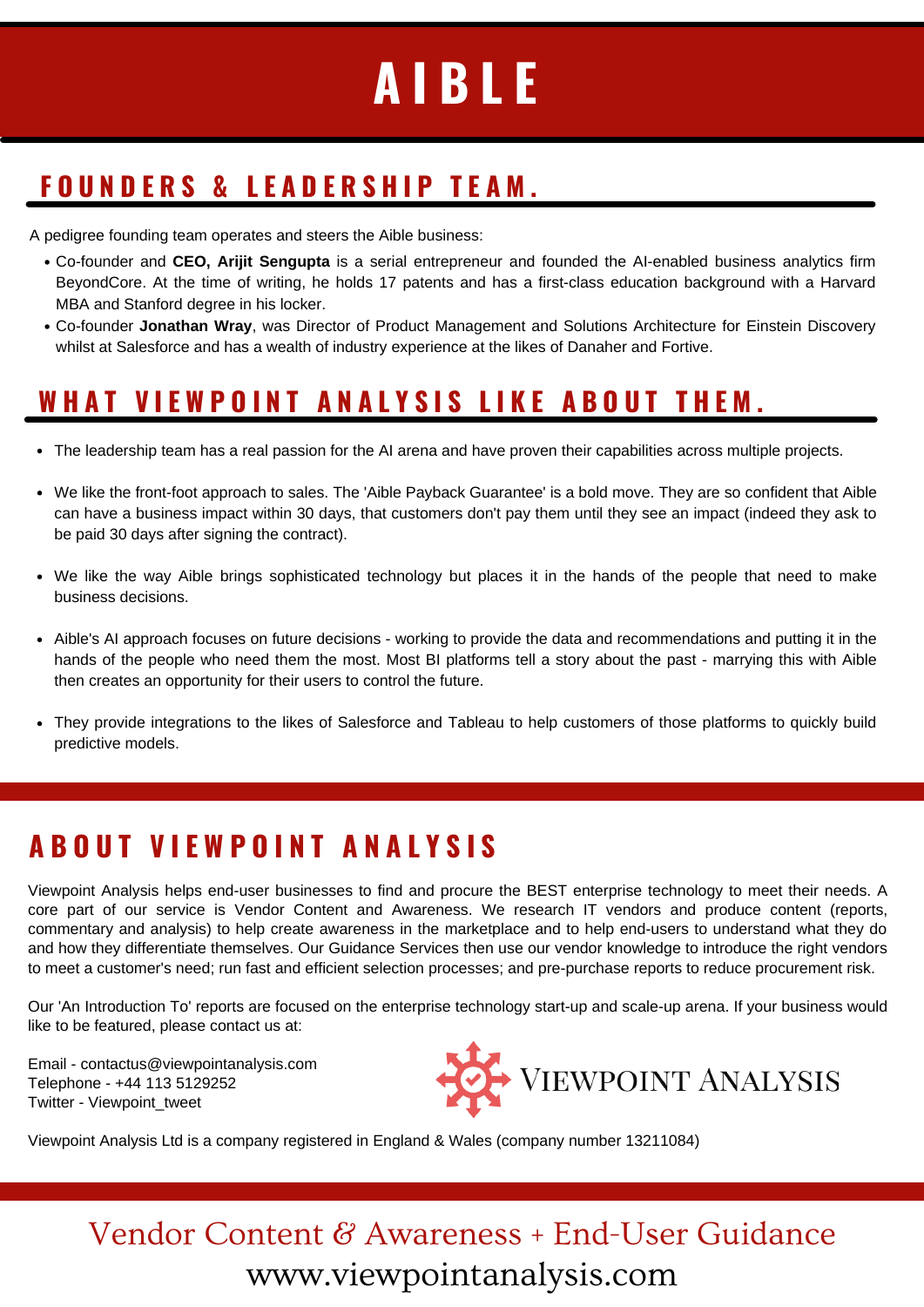# AIBLE

## FOUNDERS & LEADERSHIP TEAM.

A pedigree founding team operates and steers the Aible business:

- Co-founder and **CEO, Arijit Sengupta** is a serial entrepreneur and founded the AI-enabled business analytics firm BeyondCore. At the time of writing, he holds 17 patents and has a first-class education background with a Harvard MBA and Stanford degree in his locker.
- Co-founder **Jonathan Wray**, was Director of Product Management and Solutions Architecture for Einstein Discovery whilst at Salesforce and has a wealth of industry experience at the likes of Danaher and Fortive.

## WHAT VIEWPOINT ANALYSIS LIKE ABOUT THEM.

- The leadership team has a real passion for the AI arena and have proven their capabilities across multiple projects.
- We like the front-foot approach to sales. The 'Aible Payback Guarantee' is a bold move. They are so confident that Aible can have a business impact within 30 days, that customers don't pay them until they see an impact (indeed they ask to be paid 30 days after signing the contract).
- We like the way Aible brings sophisticated technology but places it in the hands of the people that need to make business decisions.
- Aible's AI approach focuses on future decisions - working to provide the data and recommendations and putting it in the hands of the people who need them the most. Most BI platforms tell a story about the past - marrying this with Aible then creates an opportunity for their users to control the future.
- They provide integrations to the likes of Salesforce and Tableau to help customers of those platforms to quickly build predictive models.

## ABOUT VIEWPOINT ANALYSIS

Viewpoint Analysis helps end-user businesses to find and procure the BEST enterprise technology to meet their needs. A core part of our service is Vendor Content and Awareness. We research IT vendors and produce content (reports, commentary and analysis) to help create awareness in the marketplace and to help end-users to understand what they do and how they differentiate themselves. Our Guidance Services then use our vendor knowledge to introduce the right vendors to meet a customer's need; run fast and efficient selection processes; and pre-purchase reports to reduce procurement risk.

Our 'An Introduction To' reports are focused on the enterprise technology start-up and scale-up arena. If your business would like to be featured, please contact us at:

Email - contactus@viewpointanalysis.com
Telephone - +44 113 5129252
Twitter - Viewpoint_tweet

Viewpoint Analysis

Viewpoint Analysis Ltd is a company registered in England & Wales (company number 13211084)

Vendor Content & Awareness + End-User Guidance
www.viewpointanalysis.com